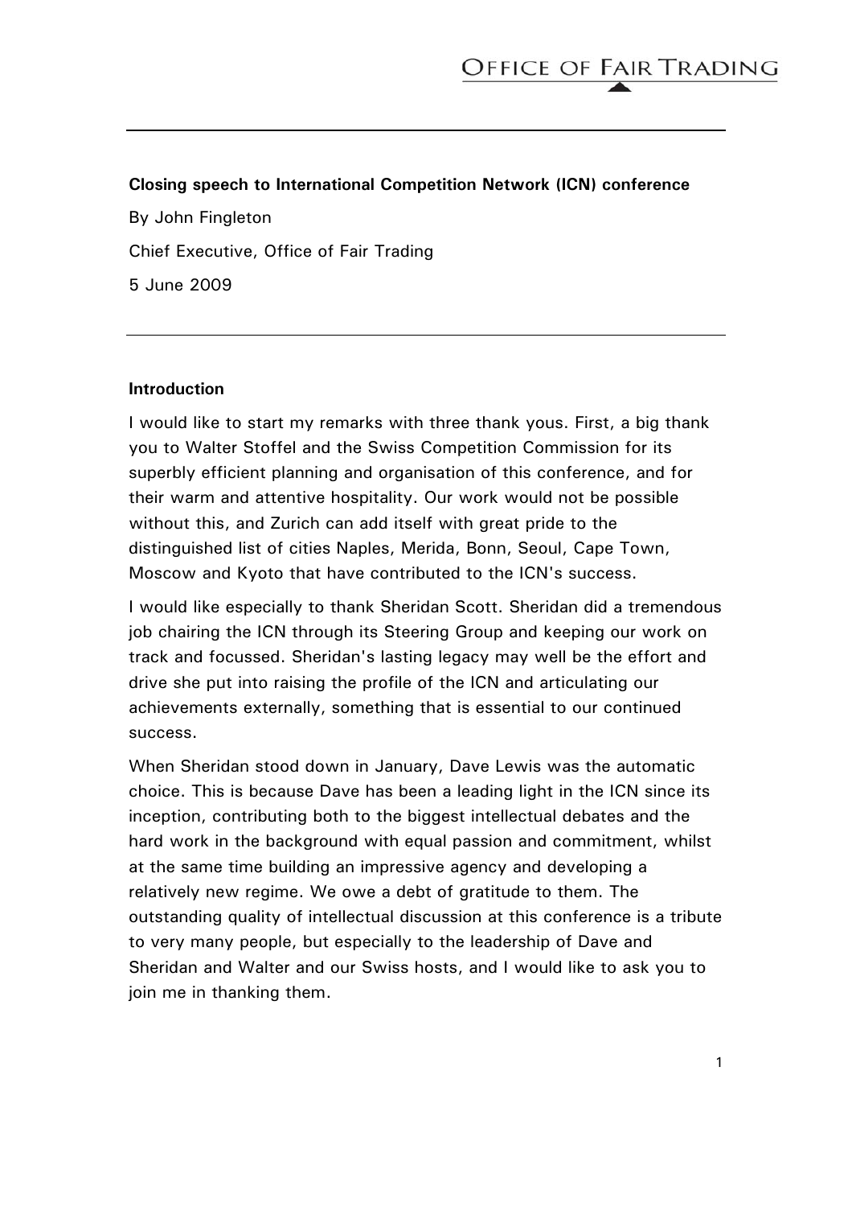**Closing speech to International Competition Network (ICN) conference**

By John Fingleton

Chief Executive, Office of Fair Trading

5 June 2009

---

**Introduction**

I would like to start my remarks with three thank yous. First, a big thank you to Walter Stoffel and the Swiss Competition Commission for its superbly efficient planning and organisation of this conference, and for their warm and attentive hospitality. Our work would not be possible without this, and Zurich can add itself with great pride to the distinguished list of cities Naples, Merida, Bonn, Seoul, Cape Town, Moscow and Kyoto that have contributed to the ICN's success.

I would like especially to thank Sheridan Scott. Sheridan did a tremendous job chairing the ICN through its Steering Group and keeping our work on track and focussed. Sheridan's lasting legacy may well be the effort and drive she put into raising the profile of the ICN and articulating our achievements externally, something that is essential to our continued success.

When Sheridan stood down in January, Dave Lewis was the automatic choice. This is because Dave has been a leading light in the ICN since its inception, contributing both to the biggest intellectual debates and the hard work in the background with equal passion and commitment, whilst at the same time building an impressive agency and developing a relatively new regime. We owe a debt of gratitude to them. The outstanding quality of intellectual discussion at this conference is a tribute to very many people, but especially to the leadership of Dave and Sheridan and Walter and our Swiss hosts, and I would like to ask you to join me in thanking them.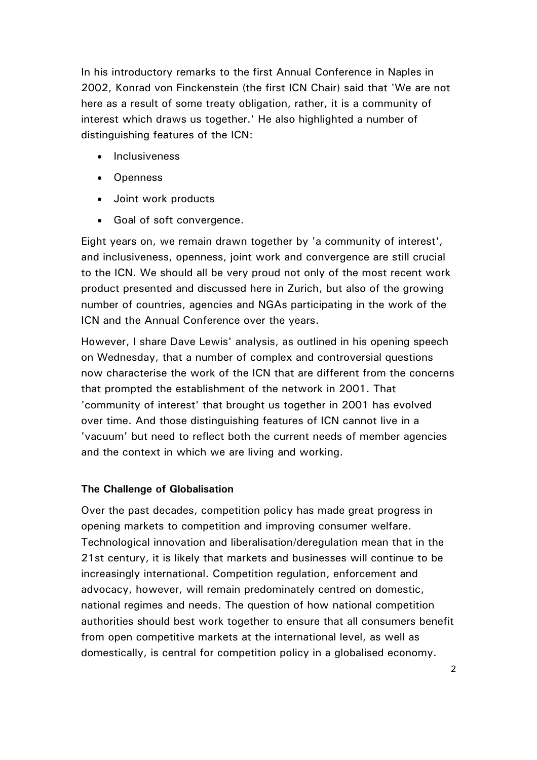In his introductory remarks to the first Annual Conference in Naples in 2002, Konrad von Finckenstein (the first ICN Chair) said that 'We are not here as a result of some treaty obligation, rather, it is a community of interest which draws us together.' He also highlighted a number of distinguishing features of the ICN:

- Inclusiveness
- Openness
- Joint work products
- Goal of soft convergence.

Eight years on, we remain drawn together by 'a community of interest', and inclusiveness, openness, joint work and convergence are still crucial to the ICN. We should all be very proud not only of the most recent work product presented and discussed here in Zurich, but also of the growing number of countries, agencies and NGAs participating in the work of the ICN and the Annual Conference over the years.

However, I share Dave Lewis' analysis, as outlined in his opening speech on Wednesday, that a number of complex and controversial questions now characterise the work of the ICN that are different from the concerns that prompted the establishment of the network in 2001. That 'community of interest' that brought us together in 2001 has evolved over time. And those distinguishing features of ICN cannot live in a 'vacuum' but need to reflect both the current needs of member agencies and the context in which we are living and working.

**The Challenge of Globalisation**

Over the past decades, competition policy has made great progress in opening markets to competition and improving consumer welfare. Technological innovation and liberalisation/deregulation mean that in the 21st century, it is likely that markets and businesses will continue to be increasingly international. Competition regulation, enforcement and advocacy, however, will remain predominately centred on domestic, national regimes and needs. The question of how national competition authorities should best work together to ensure that all consumers benefit from open competitive markets at the international level, as well as domestically, is central for competition policy in a globalised economy.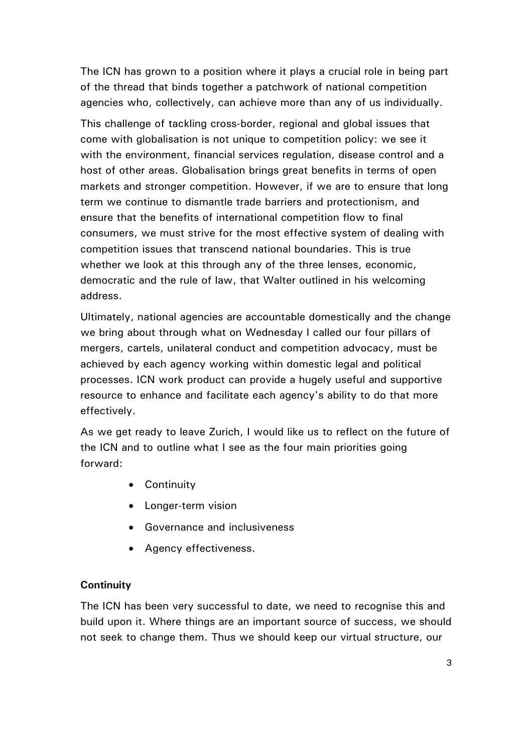The ICN has grown to a position where it plays a crucial role in being part of the thread that binds together a patchwork of national competition agencies who, collectively, can achieve more than any of us individually.

This challenge of tackling cross-border, regional and global issues that come with globalisation is not unique to competition policy: we see it with the environment, financial services regulation, disease control and a host of other areas. Globalisation brings great benefits in terms of open markets and stronger competition. However, if we are to ensure that long term we continue to dismantle trade barriers and protectionism, and ensure that the benefits of international competition flow to final consumers, we must strive for the most effective system of dealing with competition issues that transcend national boundaries. This is true whether we look at this through any of the three lenses, economic, democratic and the rule of law, that Walter outlined in his welcoming address.

Ultimately, national agencies are accountable domestically and the change we bring about through what on Wednesday I called our four pillars of mergers, cartels, unilateral conduct and competition advocacy, must be achieved by each agency working within domestic legal and political processes. ICN work product can provide a hugely useful and supportive resource to enhance and facilitate each agency's ability to do that more effectively.

As we get ready to leave Zurich, I would like us to reflect on the future of the ICN and to outline what I see as the four main priorities going forward:

- Continuity
- Longer-term vision
- Governance and inclusiveness
- Agency effectiveness.

**Continuity**

The ICN has been very successful to date, we need to recognise this and build upon it. Where things are an important source of success, we should not seek to change them. Thus we should keep our virtual structure, our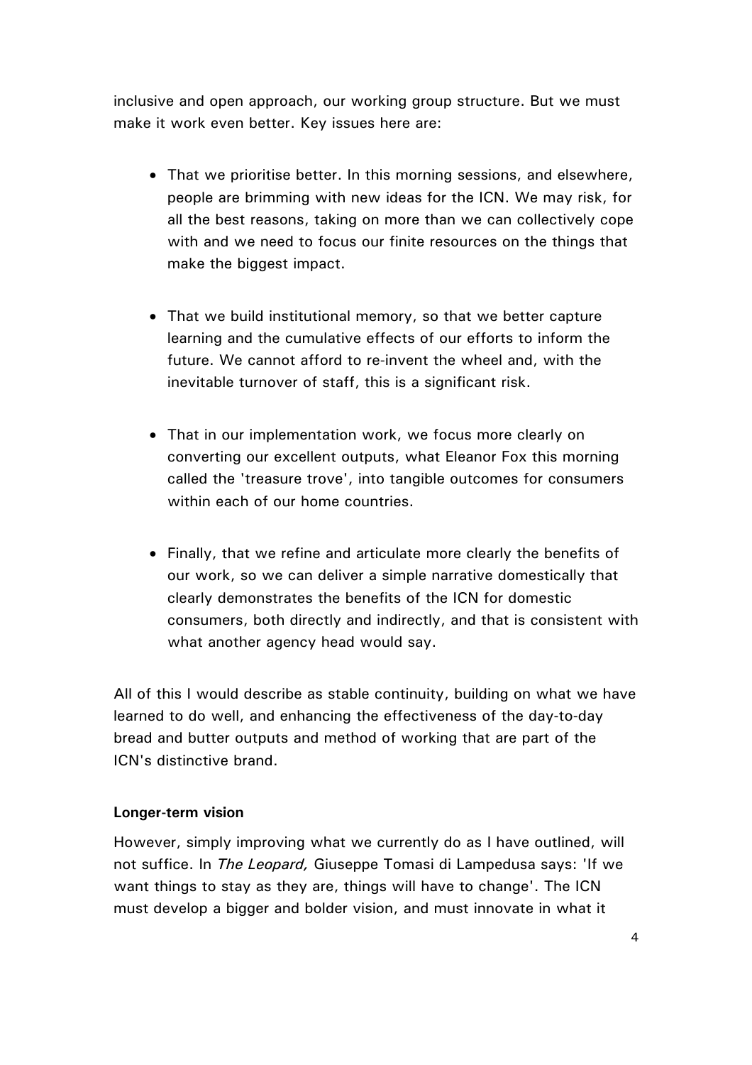inclusive and open approach, our working group structure. But we must make it work even better. Key issues here are:

- That we prioritise better. In this morning sessions, and elsewhere, people are brimming with new ideas for the ICN. We may risk, for all the best reasons, taking on more than we can collectively cope with and we need to focus our finite resources on the things that make the biggest impact.

- That we build institutional memory, so that we better capture learning and the cumulative effects of our efforts to inform the future. We cannot afford to re-invent the wheel and, with the inevitable turnover of staff, this is a significant risk.

- That in our implementation work, we focus more clearly on converting our excellent outputs, what Eleanor Fox this morning called the 'treasure trove', into tangible outcomes for consumers within each of our home countries.

- Finally, that we refine and articulate more clearly the benefits of our work, so we can deliver a simple narrative domestically that clearly demonstrates the benefits of the ICN for domestic consumers, both directly and indirectly, and that is consistent with what another agency head would say.

All of this I would describe as stable continuity, building on what we have learned to do well, and enhancing the effectiveness of the day-to-day bread and butter outputs and method of working that are part of the ICN's distinctive brand.

**Longer-term vision**

However, simply improving what we currently do as I have outlined, will not suffice. In *The Leopard,* Giuseppe Tomasi di Lampedusa says: 'If we want things to stay as they are, things will have to change'. The ICN must develop a bigger and bolder vision, and must innovate in what it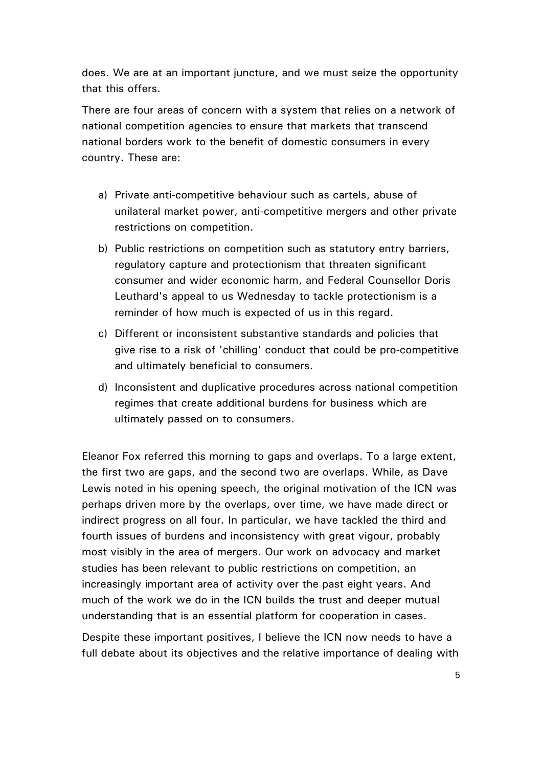does. We are at an important juncture, and we must seize the opportunity that this offers.

There are four areas of concern with a system that relies on a network of national competition agencies to ensure that markets that transcend national borders work to the benefit of domestic consumers in every country. These are:

a) Private anti-competitive behaviour such as cartels, abuse of unilateral market power, anti-competitive mergers and other private restrictions on competition.

b) Public restrictions on competition such as statutory entry barriers, regulatory capture and protectionism that threaten significant consumer and wider economic harm, and Federal Counsellor Doris Leuthard's appeal to us Wednesday to tackle protectionism is a reminder of how much is expected of us in this regard.

c) Different or inconsistent substantive standards and policies that give rise to a risk of 'chilling' conduct that could be pro-competitive and ultimately beneficial to consumers.

d) Inconsistent and duplicative procedures across national competition regimes that create additional burdens for business which are ultimately passed on to consumers.

Eleanor Fox referred this morning to gaps and overlaps. To a large extent, the first two are gaps, and the second two are overlaps. While, as Dave Lewis noted in his opening speech, the original motivation of the ICN was perhaps driven more by the overlaps, over time, we have made direct or indirect progress on all four. In particular, we have tackled the third and fourth issues of burdens and inconsistency with great vigour, probably most visibly in the area of mergers. Our work on advocacy and market studies has been relevant to public restrictions on competition, an increasingly important area of activity over the past eight years. And much of the work we do in the ICN builds the trust and deeper mutual understanding that is an essential platform for cooperation in cases.

Despite these important positives, I believe the ICN now needs to have a full debate about its objectives and the relative importance of dealing with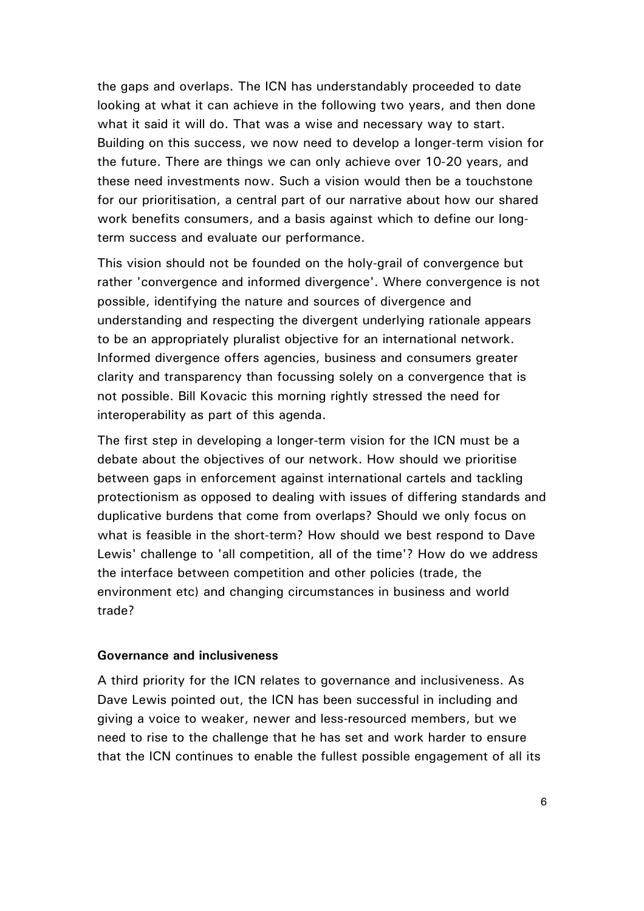the gaps and overlaps. The ICN has understandably proceeded to date looking at what it can achieve in the following two years, and then done what it said it will do. That was a wise and necessary way to start. Building on this success, we now need to develop a longer-term vision for the future. There are things we can only achieve over 10-20 years, and these need investments now. Such a vision would then be a touchstone for our prioritisation, a central part of our narrative about how our shared work benefits consumers, and a basis against which to define our long-term success and evaluate our performance.

This vision should not be founded on the holy-grail of convergence but rather 'convergence and informed divergence'. Where convergence is not possible, identifying the nature and sources of divergence and understanding and respecting the divergent underlying rationale appears to be an appropriately pluralist objective for an international network. Informed divergence offers agencies, business and consumers greater clarity and transparency than focussing solely on a convergence that is not possible. Bill Kovacic this morning rightly stressed the need for interoperability as part of this agenda.

The first step in developing a longer-term vision for the ICN must be a debate about the objectives of our network. How should we prioritise between gaps in enforcement against international cartels and tackling protectionism as opposed to dealing with issues of differing standards and duplicative burdens that come from overlaps? Should we only focus on what is feasible in the short-term? How should we best respond to Dave Lewis' challenge to 'all competition, all of the time'? How do we address the interface between competition and other policies (trade, the environment etc) and changing circumstances in business and world trade?

**Governance and inclusiveness**

A third priority for the ICN relates to governance and inclusiveness. As Dave Lewis pointed out, the ICN has been successful in including and giving a voice to weaker, newer and less-resourced members, but we need to rise to the challenge that he has set and work harder to ensure that the ICN continues to enable the fullest possible engagement of all its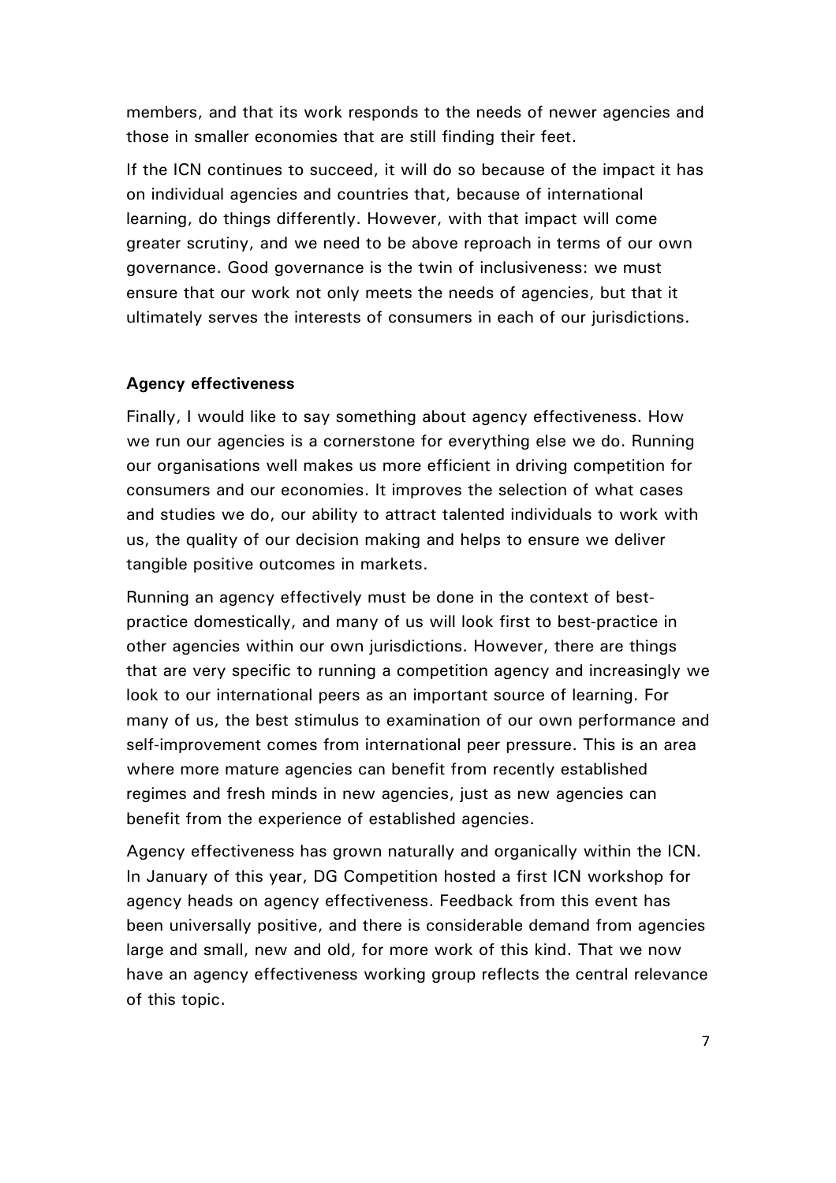members, and that its work responds to the needs of newer agencies and those in smaller economies that are still finding their feet.

If the ICN continues to succeed, it will do so because of the impact it has on individual agencies and countries that, because of international learning, do things differently. However, with that impact will come greater scrutiny, and we need to be above reproach in terms of our own governance. Good governance is the twin of inclusiveness: we must ensure that our work not only meets the needs of agencies, but that it ultimately serves the interests of consumers in each of our jurisdictions.

**Agency effectiveness**

Finally, I would like to say something about agency effectiveness. How we run our agencies is a cornerstone for everything else we do. Running our organisations well makes us more efficient in driving competition for consumers and our economies. It improves the selection of what cases and studies we do, our ability to attract talented individuals to work with us, the quality of our decision making and helps to ensure we deliver tangible positive outcomes in markets.

Running an agency effectively must be done in the context of best-practice domestically, and many of us will look first to best-practice in other agencies within our own jurisdictions. However, there are things that are very specific to running a competition agency and increasingly we look to our international peers as an important source of learning. For many of us, the best stimulus to examination of our own performance and self-improvement comes from international peer pressure. This is an area where more mature agencies can benefit from recently established regimes and fresh minds in new agencies, just as new agencies can benefit from the experience of established agencies.

Agency effectiveness has grown naturally and organically within the ICN. In January of this year, DG Competition hosted a first ICN workshop for agency heads on agency effectiveness. Feedback from this event has been universally positive, and there is considerable demand from agencies large and small, new and old, for more work of this kind. That we now have an agency effectiveness working group reflects the central relevance of this topic.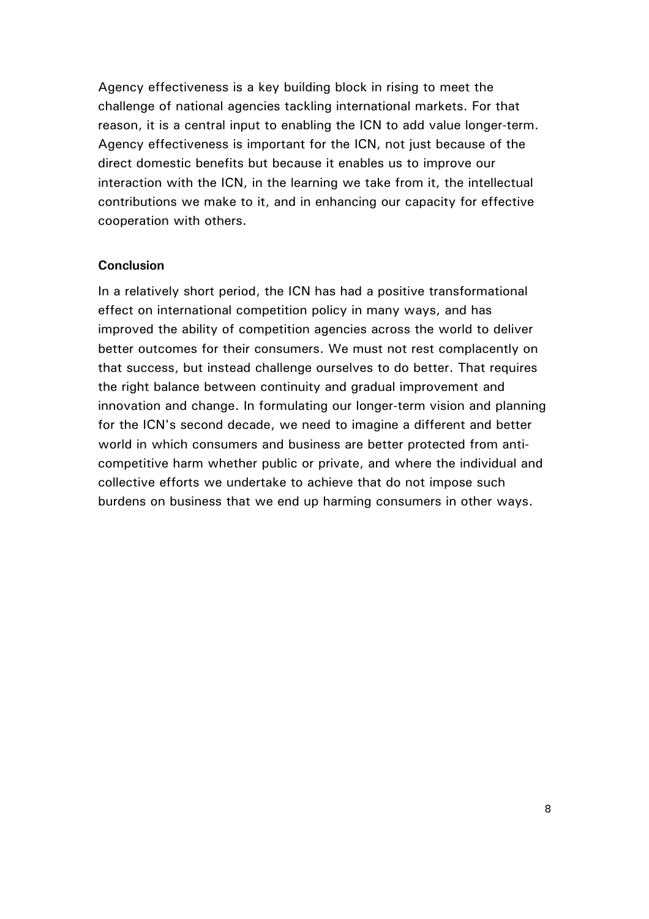Agency effectiveness is a key building block in rising to meet the challenge of national agencies tackling international markets. For that reason, it is a central input to enabling the ICN to add value longer-term. Agency effectiveness is important for the ICN, not just because of the direct domestic benefits but because it enables us to improve our interaction with the ICN, in the learning we take from it, the intellectual contributions we make to it, and in enhancing our capacity for effective cooperation with others.

**Conclusion**

In a relatively short period, the ICN has had a positive transformational effect on international competition policy in many ways, and has improved the ability of competition agencies across the world to deliver better outcomes for their consumers. We must not rest complacently on that success, but instead challenge ourselves to do better. That requires the right balance between continuity and gradual improvement and innovation and change. In formulating our longer-term vision and planning for the ICN's second decade, we need to imagine a different and better world in which consumers and business are better protected from anti-competitive harm whether public or private, and where the individual and collective efforts we undertake to achieve that do not impose such burdens on business that we end up harming consumers in other ways.